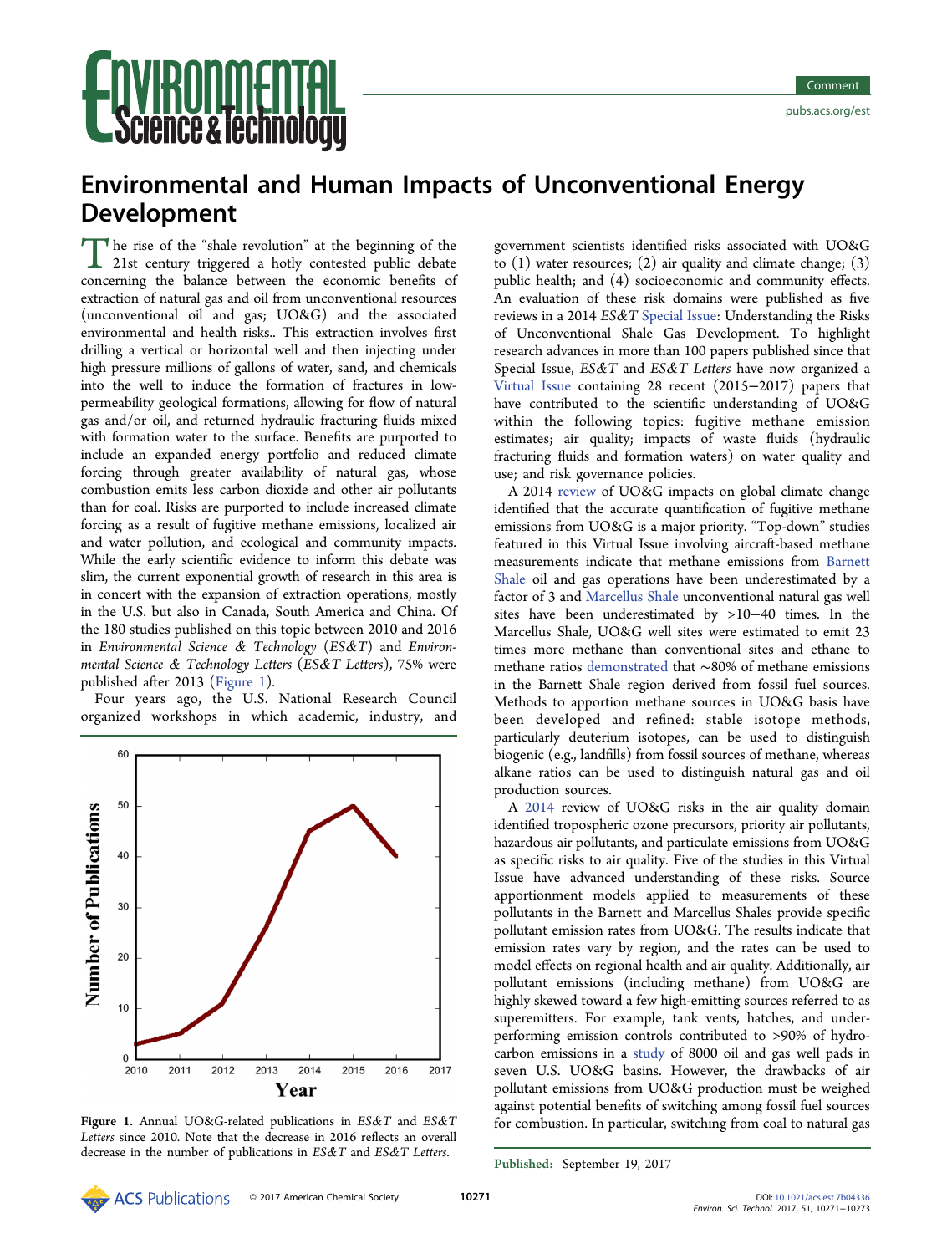# Environmental and Human Impacts of Unconventional Energy Development

The rise of the "shale revolution" at the beginning of the 21st century triggered a hotly contested public debate concerning the balance between the economic benefits of extraction of natural gas and oil from unconventional resources (unconventional oil and gas; UO&G) and the associated environmental and health risks.. This extraction involves first drilling a vertical or horizontal well and then injecting under high pressure millions of gallons of water, sand, and chemicals into the well to induce the formation of fractures in low-permeability geological formations, allowing for flow of natural gas and/or oil, and returned hydraulic fracturing fluids mixed with formation water to the surface. Benefits are purported to include an expanded energy portfolio and reduced climate forcing through greater availability of natural gas, whose combustion emits less carbon dioxide and other air pollutants than for coal. Risks are purported to include increased climate forcing as a result of fugitive methane emissions, localized air and water pollution, and ecological and community impacts. While the early scientific evidence to inform this debate was slim, the current exponential growth of research in this area is in concert with the expansion of extraction operations, mostly in the U.S. but also in Canada, South America and China. Of the 180 studies published on this topic between 2010 and 2016 in *Environmental Science & Technology* (*ES&T*) and *Environmental Science & Technology Letters* (*ES&T Letters*), 75% were published after 2013 (Figure 1).

Four years ago, the U.S. National Research Council organized workshops in which academic, industry, and government scientists identified risks associated with UO&G to (1) water resources; (2) air quality and climate change; (3) public health; and (4) socioeconomic and community effects. An evaluation of these risk domains were published as five reviews in a 2014 *ES&T* Special Issue: Understanding the Risks of Unconventional Shale Gas Development. To highlight research advances in more than 100 papers published since that Special Issue, *ES&T* and *ES&T Letters* have now organized a Virtual Issue containing 28 recent (2015−2017) papers that have contributed to the scientific understanding of UO&G within the following topics: fugitive methane emission estimates; air quality; impacts of waste fluids (hydraulic fracturing fluids and formation waters) on water quality and use; and risk governance policies.

**Figure 1.** Annual UO&G-related publications in *ES&T* and *ES&T Letters* since 2010. Note that the decrease in 2016 reflects an overall decrease in the number of publications in *ES&T* and *ES&T Letters*.

A 2014 review of UO&G impacts on global climate change identified that the accurate quantification of fugitive methane emissions from UO&G is a major priority. "Top-down" studies featured in this Virtual Issue involving aircraft-based methane measurements indicate that methane emissions from Barnett Shale oil and gas operations have been underestimated by a factor of 3 and Marcellus Shale unconventional natural gas well sites have been underestimated by >10−40 times. In the Marcellus Shale, UO&G well sites were estimated to emit 23 times more methane than conventional sites and ethane to methane ratios demonstrated that ∼80% of methane emissions in the Barnett Shale region derived from fossil fuel sources. Methods to apportion methane sources in UO&G basis have been developed and refined: stable isotope methods, particularly deuterium isotopes, can be used to distinguish biogenic (e.g., landfills) from fossil sources of methane, whereas alkane ratios can be used to distinguish natural gas and oil production sources.

A 2014 review of UO&G risks in the air quality domain identified tropospheric ozone precursors, priority air pollutants, hazardous air pollutants, and particulate emissions from UO&G as specific risks to air quality. Five of the studies in this Virtual Issue have advanced understanding of these risks. Source apportionment models applied to measurements of these pollutants in the Barnett and Marcellus Shales provide specific pollutant emission rates from UO&G. The results indicate that emission rates vary by region, and the rates can be used to model effects on regional health and air quality. Additionally, air pollutant emissions (including methane) from UO&G are highly skewed toward a few high-emitting sources referred to as superemitters. For example, tank vents, hatches, and underperforming emission controls contributed to >90% of hydrocarbon emissions in a study of 8000 oil and gas well pads in seven U.S. UO&G basins. However, the drawbacks of air pollutant emissions from UO&G production must be weighed against potential benefits of switching among fossil fuel sources for combustion. In particular, switching from coal to natural gas

Published: September 19, 2017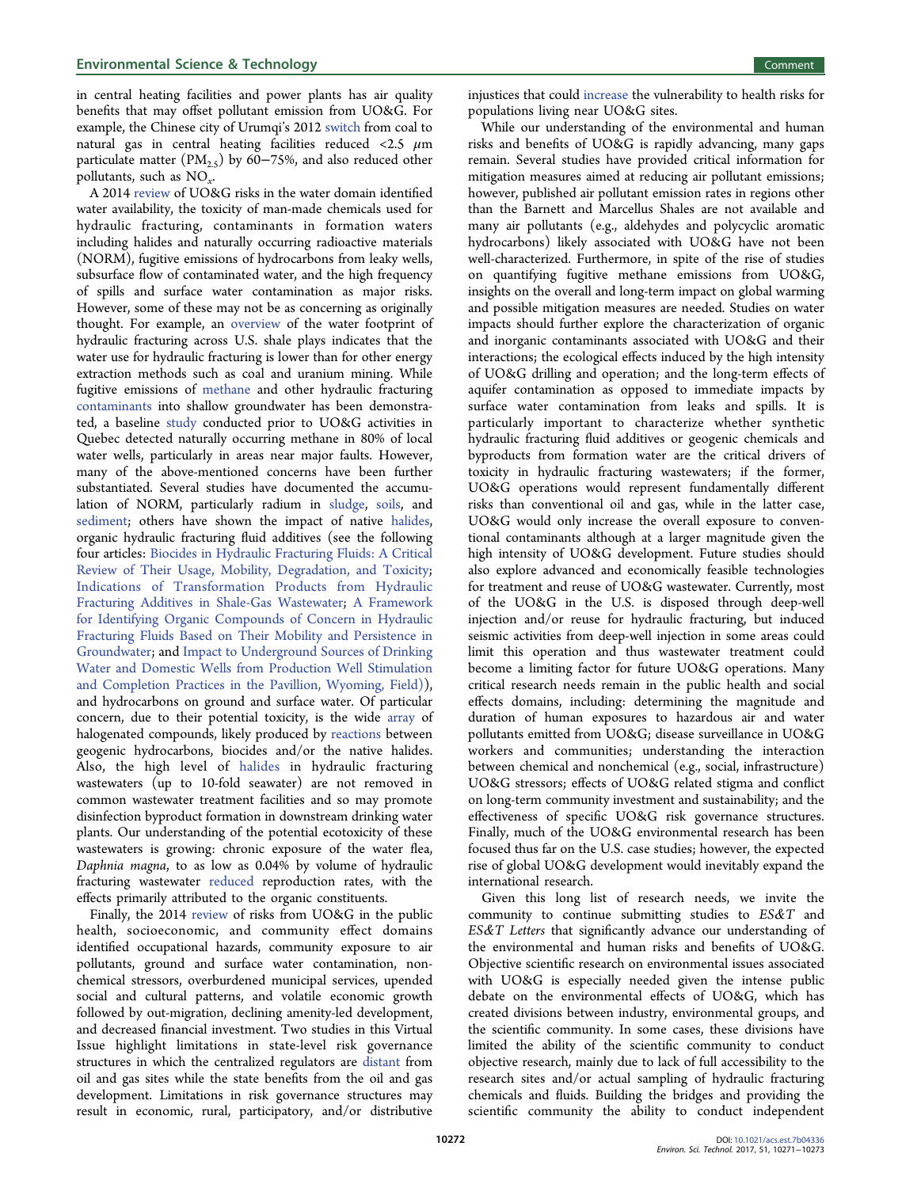in central heating facilities and power plants has air quality benefits that may offset pollutant emission from UO&G. For example, the Chinese city of Urumqi's 2012 switch from coal to natural gas in central heating facilities reduced <2.5 μm particulate matter ($PM_{2.5}$) by 60−75%, and also reduced other pollutants, such as $NO_x$.

A 2014 review of UO&G risks in the water domain identified water availability, the toxicity of man-made chemicals used for hydraulic fracturing, contaminants in formation waters including halides and naturally occurring radioactive materials (NORM), fugitive emissions of hydrocarbons from leaky wells, subsurface flow of contaminated water, and the high frequency of spills and surface water contamination as major risks. However, some of these may not be as concerning as originally thought. For example, an overview of the water footprint of hydraulic fracturing across U.S. shale plays indicates that the water use for hydraulic fracturing is lower than for other energy extraction methods such as coal and uranium mining. While fugitive emissions of methane and other hydraulic fracturing contaminants into shallow groundwater has been demonstrated, a baseline study conducted prior to UO&G activities in Quebec detected naturally occurring methane in 80% of local water wells, particularly in areas near major faults. However, many of the above-mentioned concerns have been further substantiated. Several studies have documented the accumulation of NORM, particularly radium in sludge, soils, and sediment; others have shown the impact of native halides, organic hydraulic fracturing fluid additives (see the following four articles: Biocides in Hydraulic Fracturing Fluids: A Critical Review of Their Usage, Mobility, Degradation, and Toxicity; Indications of Transformation Products from Hydraulic Fracturing Additives in Shale-Gas Wastewater; A Framework for Identifying Organic Compounds of Concern in Hydraulic Fracturing Fluids Based on Their Mobility and Persistence in Groundwater; and Impact to Underground Sources of Drinking Water and Domestic Wells from Production Well Stimulation and Completion Practices in the Pavillion, Wyoming, Field)), and hydrocarbons on ground and surface water. Of particular concern, due to their potential toxicity, is the wide array of halogenated compounds, likely produced by reactions between geogenic hydrocarbons, biocides and/or the native halides. Also, the high level of halides in hydraulic fracturing wastewaters (up to 10-fold seawater) are not removed in common wastewater treatment facilities and so may promote disinfection byproduct formation in downstream drinking water plants. Our understanding of the potential ecotoxicity of these wastewaters is growing: chronic exposure of the water flea, *Daphnia magna*, to as low as 0.04% by volume of hydraulic fracturing wastewater reduced reproduction rates, with the effects primarily attributed to the organic constituents.

Finally, the 2014 review of risks from UO&G in the public health, socioeconomic, and community effect domains identified occupational hazards, community exposure to air pollutants, ground and surface water contamination, nonchemical stressors, overburdened municipal services, upended social and cultural patterns, and volatile economic growth followed by out-migration, declining amenity-led development, and decreased financial investment. Two studies in this Virtual Issue highlight limitations in state-level risk governance structures in which the centralized regulators are distant from oil and gas sites while the state benefits from the oil and gas development. Limitations in risk governance structures may result in economic, rural, participatory, and/or distributive injustices that could increase the vulnerability to health risks for populations living near UO&G sites.

While our understanding of the environmental and human risks and benefits of UO&G is rapidly advancing, many gaps remain. Several studies have provided critical information for mitigation measures aimed at reducing air pollutant emissions; however, published air pollutant emission rates in regions other than the Barnett and Marcellus Shales are not available and many air pollutants (e.g., aldehydes and polycyclic aromatic hydrocarbons) likely associated with UO&G have not been well-characterized. Furthermore, in spite of the rise of studies on quantifying fugitive methane emissions from UO&G, insights on the overall and long-term impact on global warming and possible mitigation measures are needed. Studies on water impacts should further explore the characterization of organic and inorganic contaminants associated with UO&G and their interactions; the ecological effects induced by the high intensity of UO&G drilling and operation; and the long-term effects of aquifer contamination as opposed to immediate impacts by surface water contamination from leaks and spills. It is particularly important to characterize whether synthetic hydraulic fracturing fluid additives or geogenic chemicals and byproducts from formation water are the critical drivers of toxicity in hydraulic fracturing wastewaters; if the former, UO&G operations would represent fundamentally different risks than conventional oil and gas, while in the latter case, UO&G would only increase the overall exposure to conventional contaminants although at a larger magnitude given the high intensity of UO&G development. Future studies should also explore advanced and economically feasible technologies for treatment and reuse of UO&G wastewater. Currently, most of the UO&G in the U.S. is disposed through deep-well injection and/or reuse for hydraulic fracturing, but induced seismic activities from deep-well injection in some areas could limit this operation and thus wastewater treatment could become a limiting factor for future UO&G operations. Many critical research needs remain in the public health and social effects domains, including: determining the magnitude and duration of human exposures to hazardous air and water pollutants emitted from UO&G; disease surveillance in UO&G workers and communities; understanding the interaction between chemical and nonchemical (e.g., social, infrastructure) UO&G stressors; effects of UO&G related stigma and conflict on long-term community investment and sustainability; and the effectiveness of specific UO&G risk governance structures. Finally, much of the UO&G environmental research has been focused thus far on the U.S. case studies; however, the expected rise of global UO&G development would inevitably expand the international research.

Given this long list of research needs, we invite the community to continue submitting studies to *ES&T* and *ES&T Letters* that significantly advance our understanding of the environmental and human risks and benefits of UO&G. Objective scientific research on environmental issues associated with UO&G is especially needed given the intense public debate on the environmental effects of UO&G, which has created divisions between industry, environmental groups, and the scientific community. In some cases, these divisions have limited the ability of the scientific community to conduct objective research, mainly due to lack of full accessibility to the research sites and/or actual sampling of hydraulic fracturing chemicals and fluids. Building the bridges and providing the scientific community the ability to conduct independent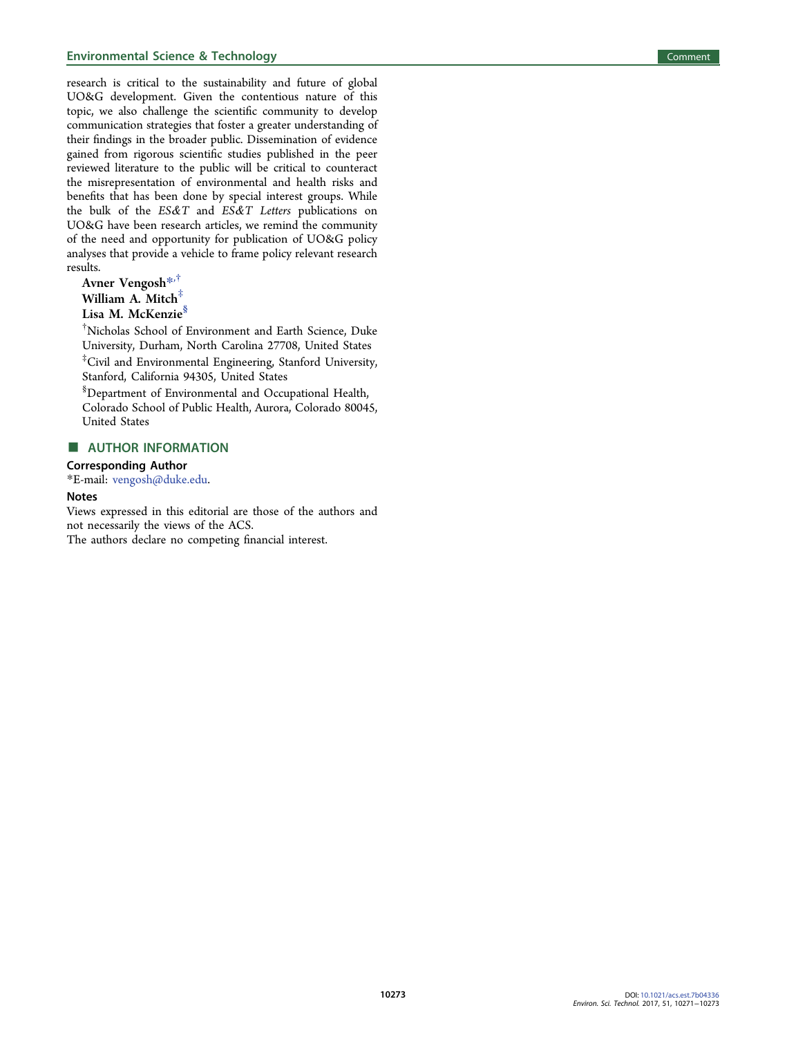research is critical to the sustainability and future of global UO&G development. Given the contentious nature of this topic, we also challenge the scientific community to develop communication strategies that foster a greater understanding of their findings in the broader public. Dissemination of evidence gained from rigorous scientific studies published in the peer reviewed literature to the public will be critical to counteract the misrepresentation of environmental and health risks and benefits that has been done by special interest groups. While the bulk of the *ES&T* and *ES&T Letters* publications on UO&G have been research articles, we remind the community of the need and opportunity for publication of UO&G policy analyses that provide a vehicle to frame policy relevant research results.

**Avner Vengosh**[*,†]
**William A. Mitch**[‡]
**Lisa M. McKenzie**[§]

[†]Nicholas School of Environment and Earth Science, Duke University, Durham, North Carolina 27708, United States

[‡]Civil and Environmental Engineering, Stanford University, Stanford, California 94305, United States

[§]Department of Environmental and Occupational Health, Colorado School of Public Health, Aurora, Colorado 80045, United States

## AUTHOR INFORMATION

### Corresponding Author

*E-mail: vengosh@duke.edu.

### Notes

Views expressed in this editorial are those of the authors and not necessarily the views of the ACS.

The authors declare no competing financial interest.